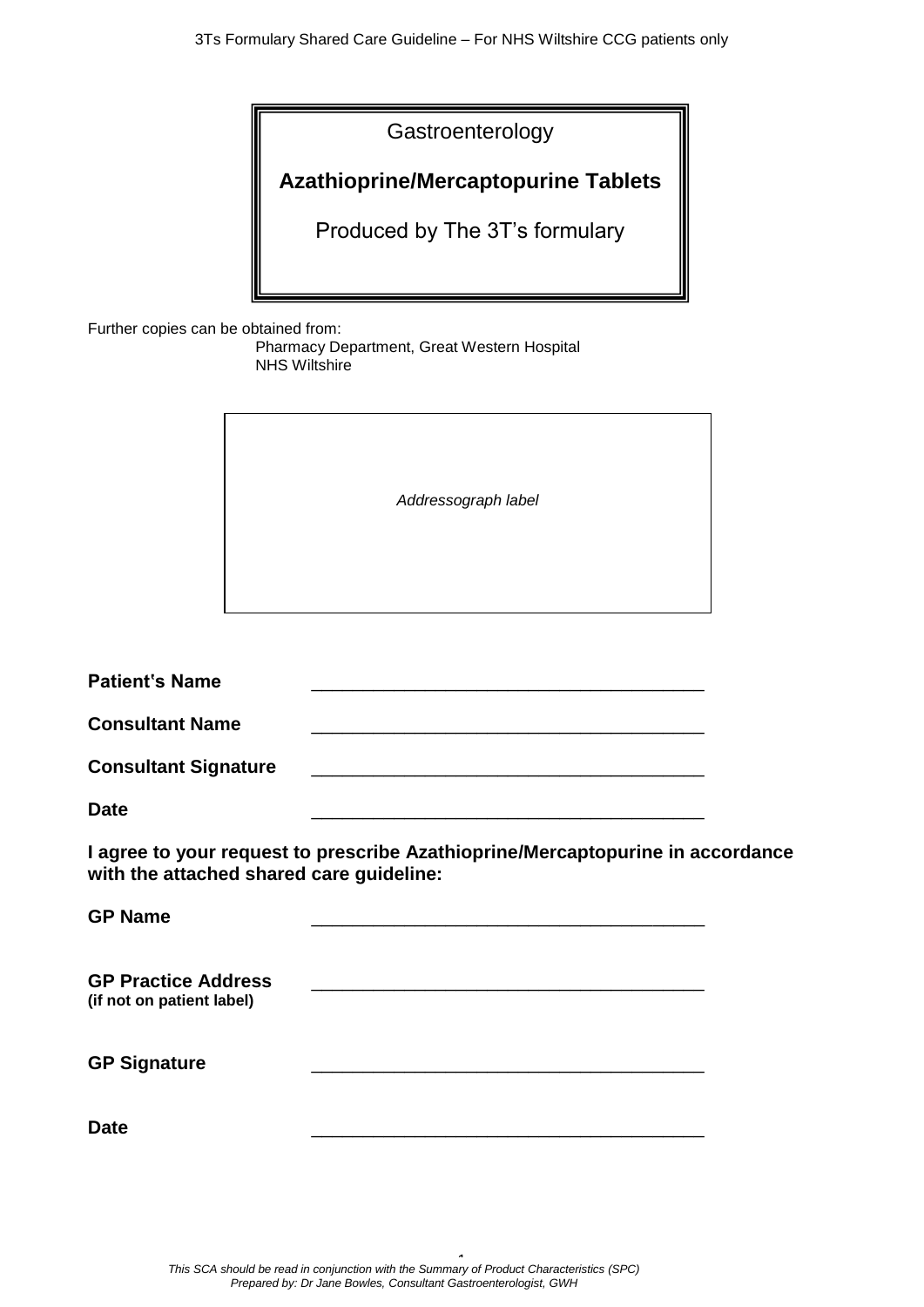# Gastroenterology

## Azathioprine/Mercaptopurine Tablets

Produced by The 3T's formulary

Further copies can be obtained from:
Pharmacy Department, Great Western Hospital
NHS Wiltshire

*Addressograph label*

**Patient's Name** \_\_\_\_\_\_\_\_\_\_\_\_\_\_\_\_\_\_\_\_\_\_\_\_\_\_\_\_\_\_\_\_\_\_\_\_\_\_\_\_

**Consultant Name** \_\_\_\_\_\_\_\_\_\_\_\_\_\_\_\_\_\_\_\_\_\_\_\_\_\_\_\_\_\_\_\_\_\_\_\_\_\_\_\_

**Consultant Signature** \_\_\_\_\_\_\_\_\_\_\_\_\_\_\_\_\_\_\_\_\_\_\_\_\_\_\_\_\_\_\_\_\_\_\_\_\_\_\_\_

**Date** \_\_\_\_\_\_\_\_\_\_\_\_\_\_\_\_\_\_\_\_\_\_\_\_\_\_\_\_\_\_\_\_\_\_\_\_\_\_\_\_

**I agree to your request to prescribe Azathioprine/Mercaptopurine in accordance with the attached shared care guideline:**

**GP Name** \_\_\_\_\_\_\_\_\_\_\_\_\_\_\_\_\_\_\_\_\_\_\_\_\_\_\_\_\_\_\_\_\_\_\_\_\_\_\_\_

**GP Practice Address (if not on patient label)** \_\_\_\_\_\_\_\_\_\_\_\_\_\_\_\_\_\_\_\_\_\_\_\_\_\_\_\_\_\_\_\_\_\_\_\_\_\_\_\_

**GP Signature** \_\_\_\_\_\_\_\_\_\_\_\_\_\_\_\_\_\_\_\_\_\_\_\_\_\_\_\_\_\_\_\_\_\_\_\_\_\_\_\_

**Date** \_\_\_\_\_\_\_\_\_\_\_\_\_\_\_\_\_\_\_\_\_\_\_\_\_\_\_\_\_\_\_\_\_\_\_\_\_\_\_\_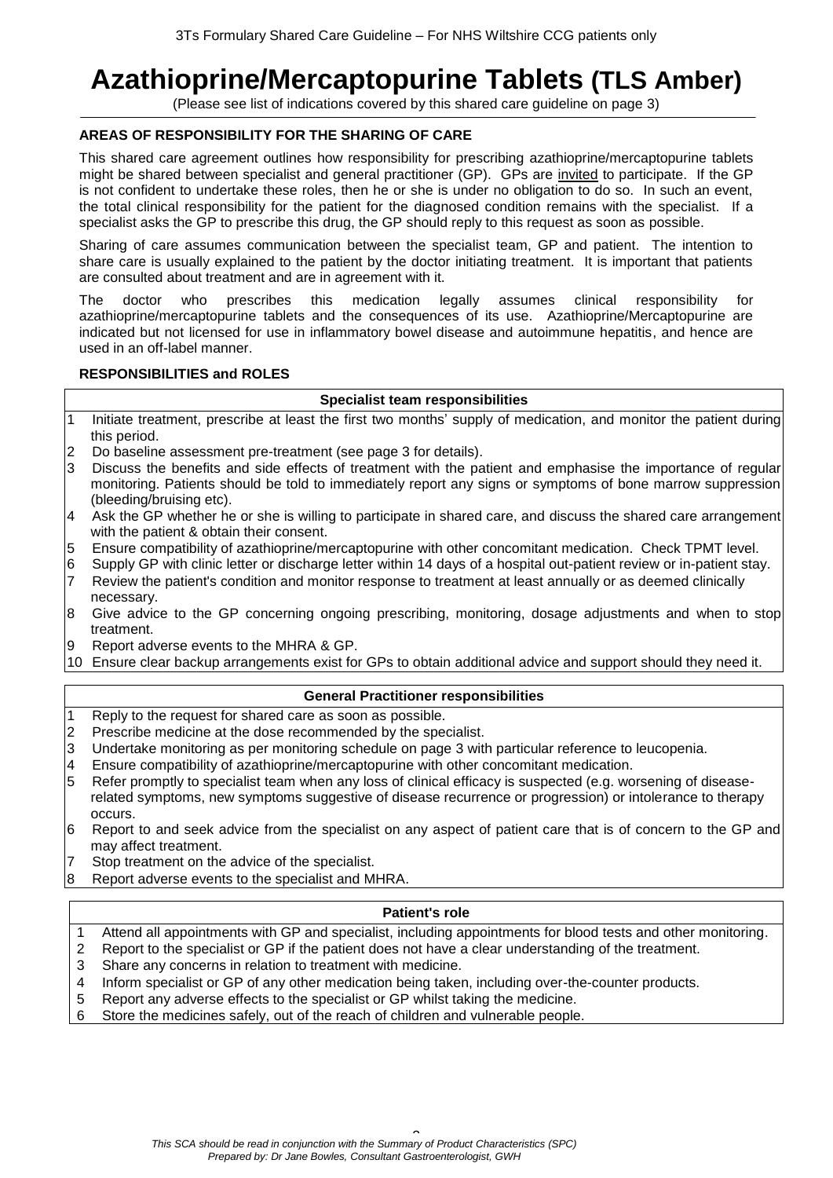# Azathioprine/Mercaptopurine Tablets (TLS Amber)

(Please see list of indications covered by this shared care guideline on page 3)

### AREAS OF RESPONSIBILITY FOR THE SHARING OF CARE

This shared care agreement outlines how responsibility for prescribing azathioprine/mercaptopurine tablets might be shared between specialist and general practitioner (GP). GPs are invited to participate. If the GP is not confident to undertake these roles, then he or she is under no obligation to do so. In such an event, the total clinical responsibility for the patient for the diagnosed condition remains with the specialist. If a specialist asks the GP to prescribe this drug, the GP should reply to this request as soon as possible.

Sharing of care assumes communication between the specialist team, GP and patient. The intention to share care is usually explained to the patient by the doctor initiating treatment. It is important that patients are consulted about treatment and are in agreement with it.

The doctor who prescribes this medication legally assumes clinical responsibility for azathioprine/mercaptopurine tablets and the consequences of its use. Azathioprine/Mercaptopurine are indicated but not licensed for use in inflammatory bowel disease and autoimmune hepatitis, and hence are used in an off-label manner.

### RESPONSIBILITIES and ROLES

#### Specialist team responsibilities

1. Initiate treatment, prescribe at least the first two months' supply of medication, and monitor the patient during this period.
2. Do baseline assessment pre-treatment (see page 3 for details).
3. Discuss the benefits and side effects of treatment with the patient and emphasise the importance of regular monitoring. Patients should be told to immediately report any signs or symptoms of bone marrow suppression (bleeding/bruising etc).
4. Ask the GP whether he or she is willing to participate in shared care, and discuss the shared care arrangement with the patient & obtain their consent.
5. Ensure compatibility of azathioprine/mercaptopurine with other concomitant medication. Check TPMT level.
6. Supply GP with clinic letter or discharge letter within 14 days of a hospital out-patient review or in-patient stay.
7. Review the patient's condition and monitor response to treatment at least annually or as deemed clinically necessary.
8. Give advice to the GP concerning ongoing prescribing, monitoring, dosage adjustments and when to stop treatment.
9. Report adverse events to the MHRA & GP.
10. Ensure clear backup arrangements exist for GPs to obtain additional advice and support should they need it.

#### General Practitioner responsibilities

1. Reply to the request for shared care as soon as possible.
2. Prescribe medicine at the dose recommended by the specialist.
3. Undertake monitoring as per monitoring schedule on page 3 with particular reference to leucopenia.
4. Ensure compatibility of azathioprine/mercaptopurine with other concomitant medication.
5. Refer promptly to specialist team when any loss of clinical efficacy is suspected (e.g. worsening of disease-related symptoms, new symptoms suggestive of disease recurrence or progression) or intolerance to therapy occurs.
6. Report to and seek advice from the specialist on any aspect of patient care that is of concern to the GP and may affect treatment.
7. Stop treatment on the advice of the specialist.
8. Report adverse events to the specialist and MHRA.

#### Patient's role

1. Attend all appointments with GP and specialist, including appointments for blood tests and other monitoring.
2. Report to the specialist or GP if the patient does not have a clear understanding of the treatment.
3. Share any concerns in relation to treatment with medicine.
4. Inform specialist or GP of any other medication being taken, including over-the-counter products.
5. Report any adverse effects to the specialist or GP whilst taking the medicine.
6. Store the medicines safely, out of the reach of children and vulnerable people.

*This SCA should be read in conjunction with the Summary of Product Characteristics (SPC)*
*Prepared by: Dr Jane Bowles, Consultant Gastroenterologist, GWH*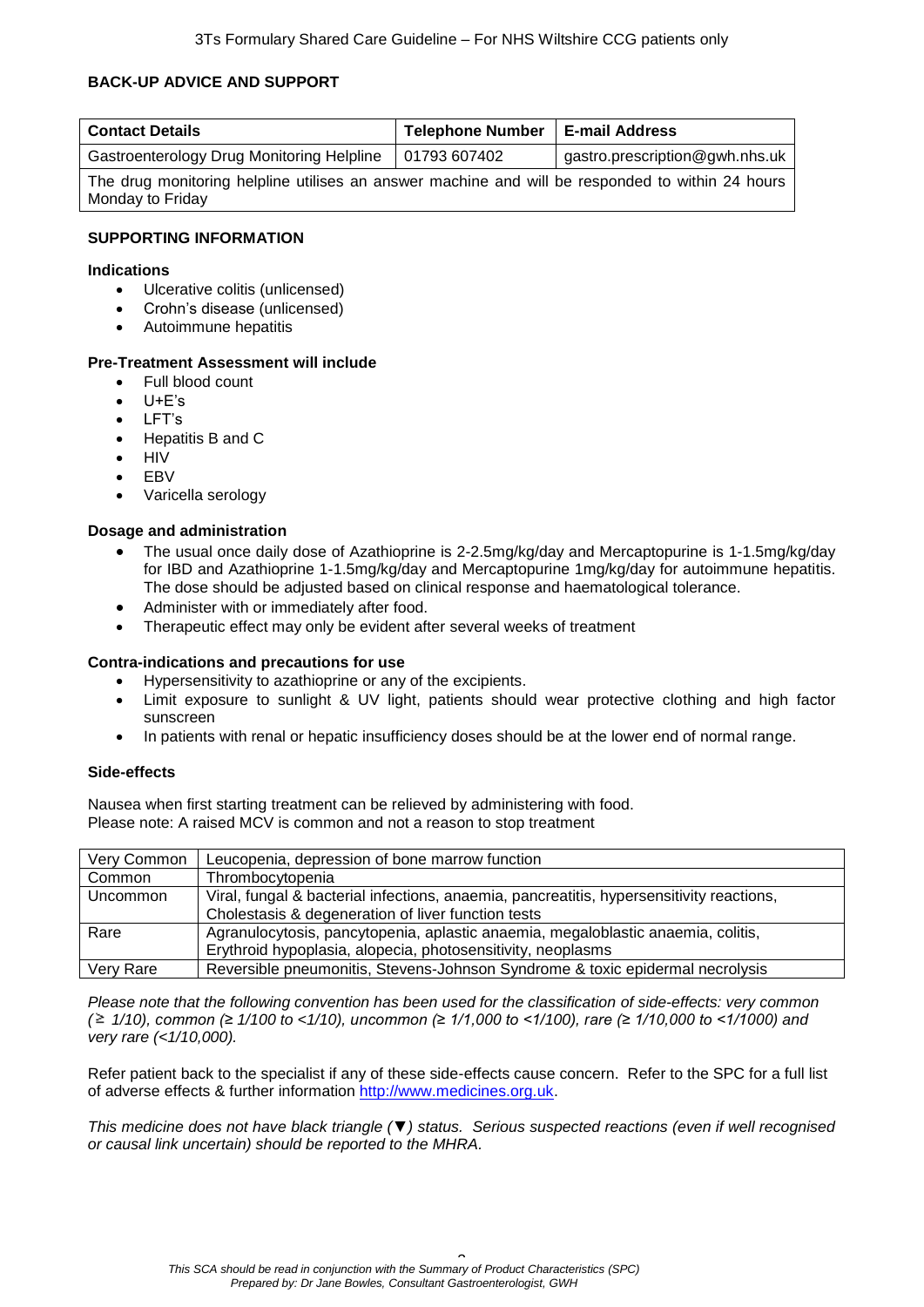## BACK-UP ADVICE AND SUPPORT

| Contact Details | Telephone Number | E-mail Address |
|---|---|---|
| Gastroenterology Drug Monitoring Helpline | 01793 607402 | gastro.prescription@gwh.nhs.uk |
| The drug monitoring helpline utilises an answer machine and will be responded to within 24 hours Monday to Friday | | |

## SUPPORTING INFORMATION

### Indications

- Ulcerative colitis (unlicensed)
- Crohn's disease (unlicensed)
- Autoimmune hepatitis

### Pre-Treatment Assessment will include

- Full blood count
- U+E's
- LFT's
- Hepatitis B and C
- HIV
- EBV
- Varicella serology

### Dosage and administration

- The usual once daily dose of Azathioprine is 2-2.5mg/kg/day and Mercaptopurine is 1-1.5mg/kg/day for IBD and Azathioprine 1-1.5mg/kg/day and Mercaptopurine 1mg/kg/day for autoimmune hepatitis. The dose should be adjusted based on clinical response and haematological tolerance.
- Administer with or immediately after food.
- Therapeutic effect may only be evident after several weeks of treatment

### Contra-indications and precautions for use

- Hypersensitivity to azathioprine or any of the excipients.
- Limit exposure to sunlight & UV light, patients should wear protective clothing and high factor sunscreen
- In patients with renal or hepatic insufficiency doses should be at the lower end of normal range.

### Side-effects

Nausea when first starting treatment can be relieved by administering with food.
Please note: A raised MCV is common and not a reason to stop treatment

| | |
|---|---|
| Very Common | Leucopenia, depression of bone marrow function |
| Common | Thrombocytopenia |
| Uncommon | Viral, fungal & bacterial infections, anaemia, pancreatitis, hypersensitivity reactions, Cholestasis & degeneration of liver function tests |
| Rare | Agranulocytosis, pancytopenia, aplastic anaemia, megaloblastic anaemia, colitis, Erythroid hypoplasia, alopecia, photosensitivity, neoplasms |
| Very Rare | Reversible pneumonitis, Stevens-Johnson Syndrome & toxic epidermal necrolysis |

*Please note that the following convention has been used for the classification of side-effects: very common (≥ 1/10), common (≥ 1/100 to <1/10), uncommon (≥ 1/1,000 to <1/100), rare (≥ 1/10,000 to <1/1000) and very rare (<1/10,000).*

Refer patient back to the specialist if any of these side-effects cause concern. Refer to the SPC for a full list of adverse effects & further information http://www.medicines.org.uk.

*This medicine does not have black triangle (▼) status. Serious suspected reactions (even if well recognised or causal link uncertain) should be reported to the MHRA.*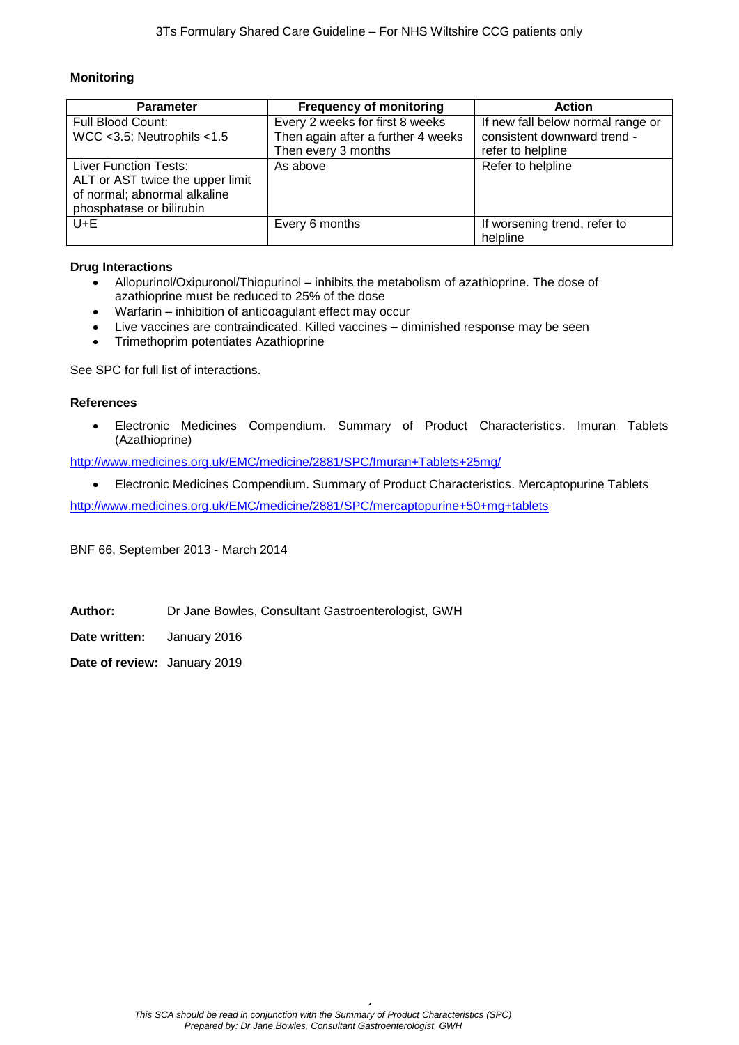## Monitoring

| Parameter | Frequency of monitoring | Action |
|---|---|---|
| Full Blood Count:<br>WCC <3.5; Neutrophils <1.5 | Every 2 weeks for first 8 weeks<br>Then again after a further 4 weeks<br>Then every 3 months | If new fall below normal range or consistent downward trend - refer to helpline |
| Liver Function Tests:<br>ALT or AST twice the upper limit of normal; abnormal alkaline phosphatase or bilirubin | As above | Refer to helpline |
| U+E | Every 6 months | If worsening trend, refer to helpline |

## Drug Interactions

- Allopurinol/Oxipuronol/Thiopurinol – inhibits the metabolism of azathioprine. The dose of azathioprine must be reduced to 25% of the dose
- Warfarin – inhibition of anticoagulant effect may occur
- Live vaccines are contraindicated. Killed vaccines – diminished response may be seen
- Trimethoprim potentiates Azathioprine

See SPC for full list of interactions.

## References

- Electronic Medicines Compendium. Summary of Product Characteristics. Imuran Tablets (Azathioprine)

http://www.medicines.org.uk/EMC/medicine/2881/SPC/Imuran+Tablets+25mg/

- Electronic Medicines Compendium. Summary of Product Characteristics. Mercaptopurine Tablets

http://www.medicines.org.uk/EMC/medicine/2881/SPC/mercaptopurine+50+mg+tablets

BNF 66, September 2013 - March 2014

**Author:** Dr Jane Bowles, Consultant Gastroenterologist, GWH

**Date written:** January 2016

**Date of review:** January 2019